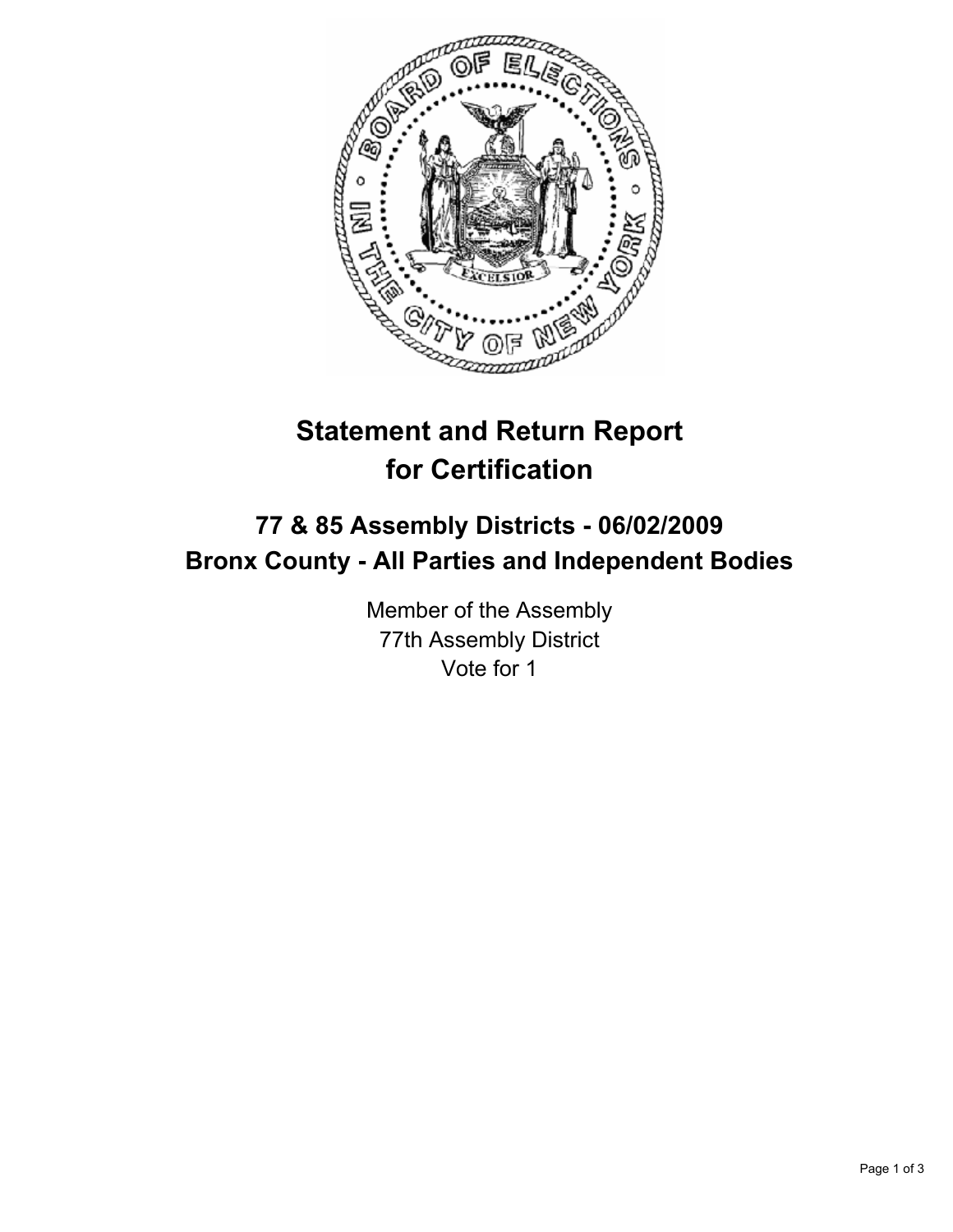# Statement and Return Report for Certification

## 77 & 85 Assembly Districts - 06/02/2009
## Bronx County - All Parties and Independent Bodies

Member of the Assembly
77th Assembly District
Vote for 1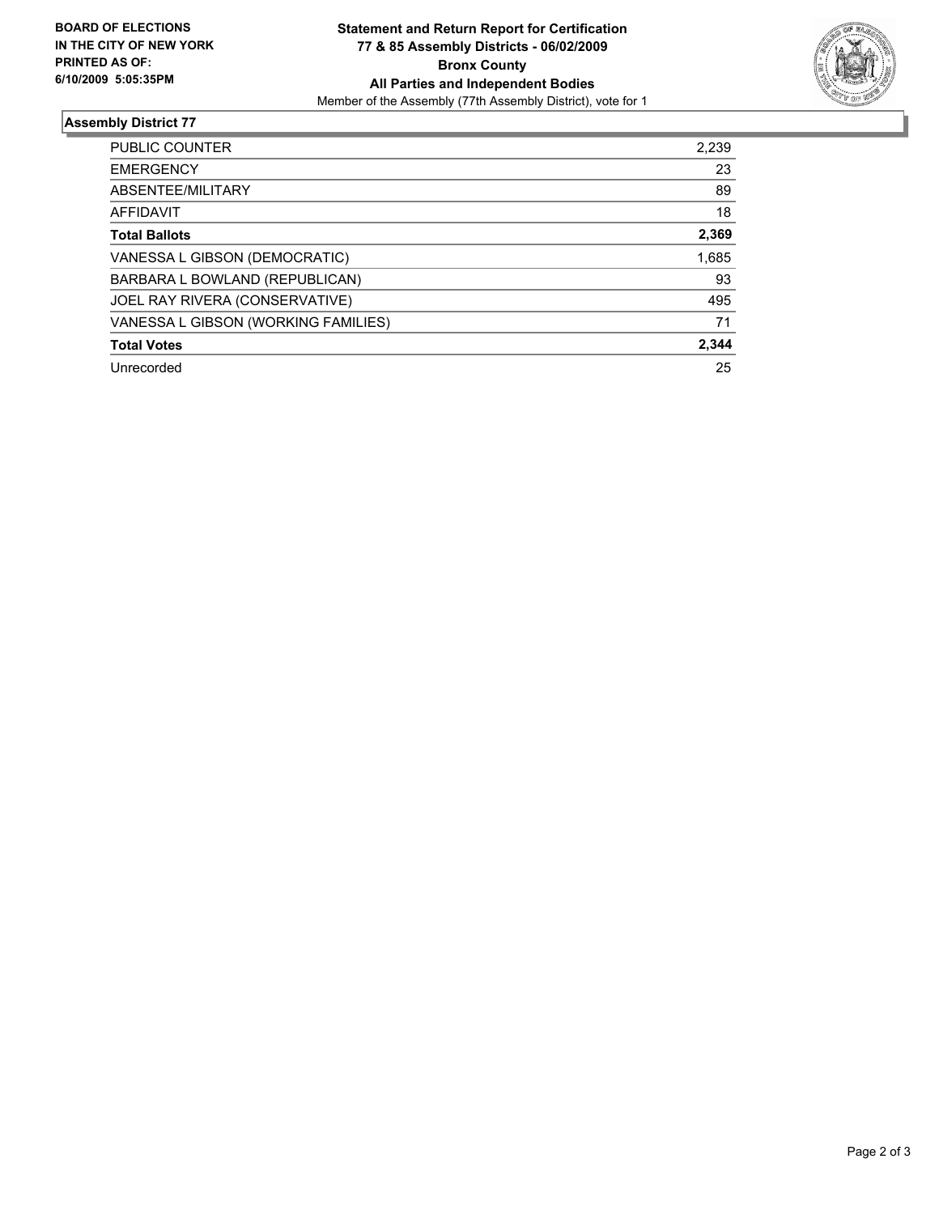**BOARD OF ELECTIONS**
**IN THE CITY OF NEW YORK**
**PRINTED AS OF:**
**6/10/2009 5:05:35PM**

**Statement and Return Report for Certification**
**77 & 85 Assembly Districts - 06/02/2009**
**Bronx County**
**All Parties and Independent Bodies**
Member of the Assembly (77th Assembly District), vote for 1

## Assembly District 77

| | |
|---|---|
| PUBLIC COUNTER | 2,239 |
| EMERGENCY | 23 |
| ABSENTEE/MILITARY | 89 |
| AFFIDAVIT | 18 |
| **Total Ballots** | **2,369** |
| VANESSA L GIBSON (DEMOCRATIC) | 1,685 |
| BARBARA L BOWLAND (REPUBLICAN) | 93 |
| JOEL RAY RIVERA (CONSERVATIVE) | 495 |
| VANESSA L GIBSON (WORKING FAMILIES) | 71 |
| **Total Votes** | **2,344** |
| Unrecorded | 25 |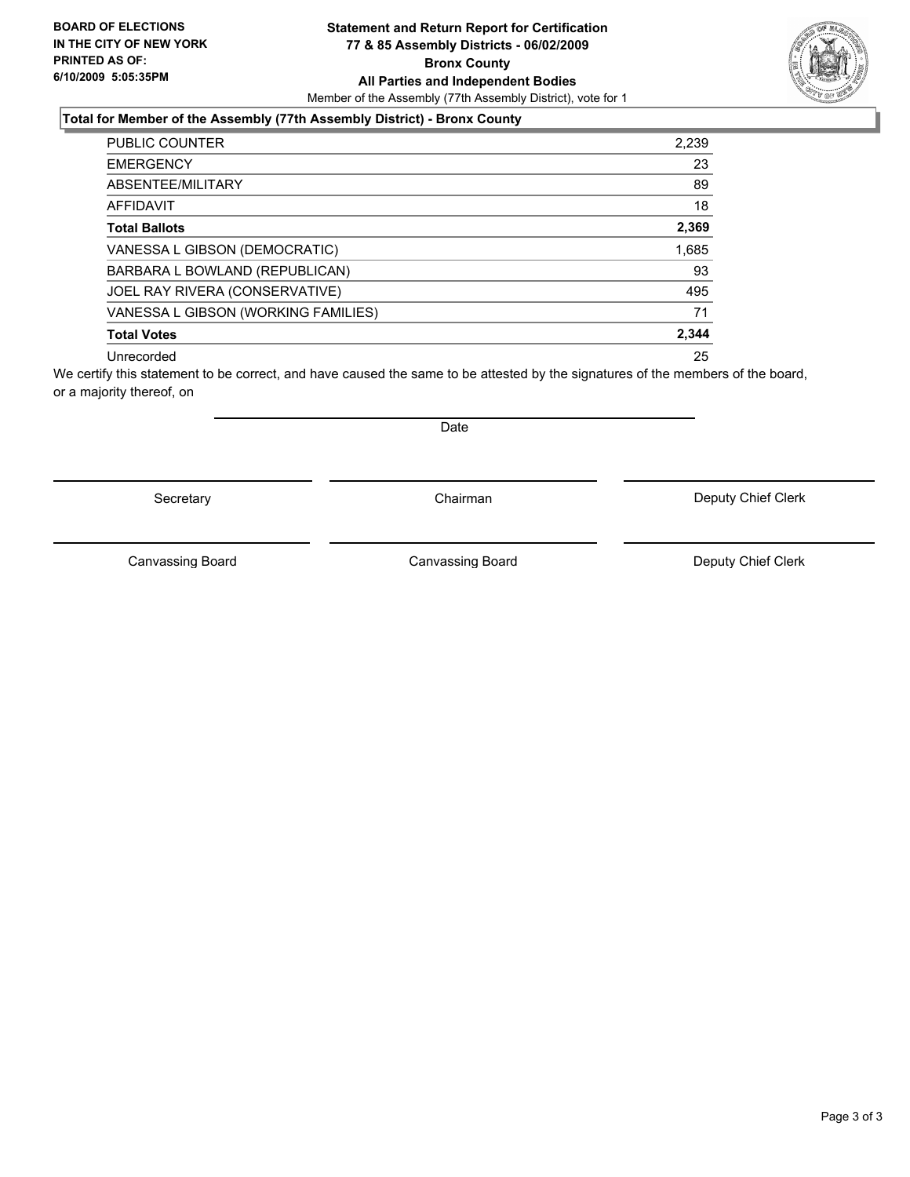**BOARD OF ELECTIONS IN THE CITY OF NEW YORK PRINTED AS OF: 6/10/2009 5:05:35PM**

# Statement and Return Report for Certification
## 77 & 85 Assembly Districts - 06/02/2009
## Bronx County
## All Parties and Independent Bodies

Member of the Assembly (77th Assembly District), vote for 1

### Total for Member of the Assembly (77th Assembly District) - Bronx County

| | |
|---|---|
| PUBLIC COUNTER | 2,239 |
| EMERGENCY | 23 |
| ABSENTEE/MILITARY | 89 |
| AFFIDAVIT | 18 |
| **Total Ballots** | **2,369** |
| VANESSA L GIBSON (DEMOCRATIC) | 1,685 |
| BARBARA L BOWLAND (REPUBLICAN) | 93 |
| JOEL RAY RIVERA (CONSERVATIVE) | 495 |
| VANESSA L GIBSON (WORKING FAMILIES) | 71 |
| **Total Votes** | **2,344** |
| Unrecorded | 25 |

We certify this statement to be correct, and have caused the same to be attested by the signatures of the members of the board, or a majority thereof, on

Date

Secretary | Chairman | Deputy Chief Clerk

Canvassing Board | Canvassing Board | Deputy Chief Clerk